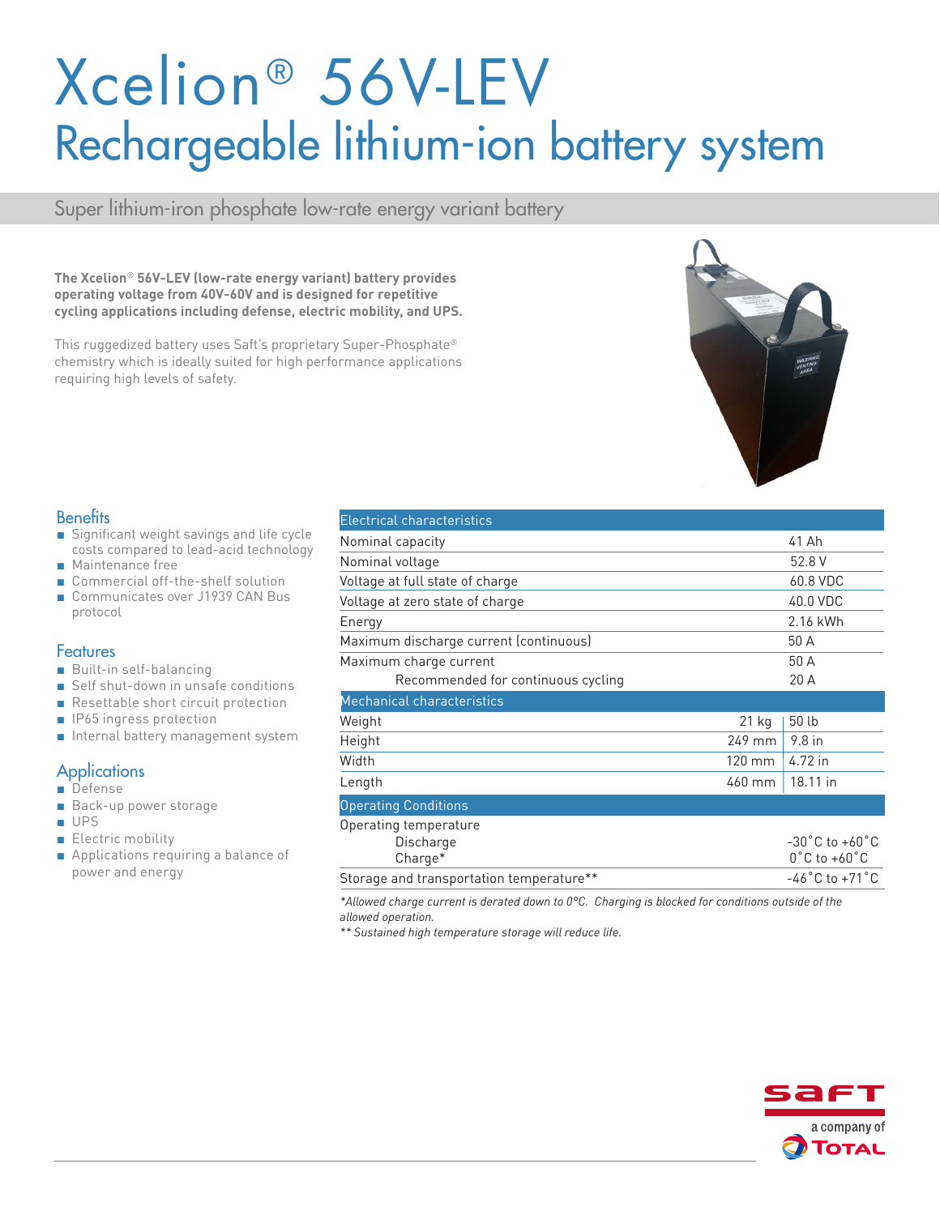# Xcelion® 56V-LEV

## Rechargeable lithium-ion battery system

Super lithium-iron phosphate low-rate energy variant battery

**The Xcelion® 56V-LEV (low-rate energy variant) battery provides operating voltage from 40V-60V and is designed for repetitive cycling applications including defense, electric mobility, and UPS.**

This ruggedized battery uses Saft's proprietary Super-Phosphate® chemistry which is ideally suited for high performance applications requiring high levels of safety.

### Benefits

- Significant weight savings and life cycle costs compared to lead-acid technology
- Maintenance free
- Commercial off-the-shelf solution
- Communicates over J1939 CAN Bus protocol

### Features

- Built-in self-balancing
- Self shut-down in unsafe conditions
- Resettable short circuit protection
- IP65 ingress protection
- Internal battery management system

### Applications

- Defense
- Back-up power storage
- UPS
- Electric mobility
- Applications requiring a balance of power and energy

| Electrical characteristics | | |
|---|---|---|
| Nominal capacity | | 41 Ah |
| Nominal voltage | | 52.8 V |
| Voltage at full state of charge | | 60.8 VDC |
| Voltage at zero state of charge | | 40.0 VDC |
| Energy | | 2.16 kWh |
| Maximum discharge current (continuous) | | 50 A |
| Maximum charge current | | 50 A |
| Recommended for continuous cycling | | 20 A |
| **Mechanical characteristics** | | |
| Weight | 21 kg | 50 lb |
| Height | 249 mm | 9.8 in |
| Width | 120 mm | 4.72 in |
| Length | 460 mm | 18.11 in |
| **Operating Conditions** | | |
| Operating temperature | | |
| Discharge | | -30˚C to +60˚C |
| Charge* | | 0˚C to +60˚C |
| Storage and transportation temperature** | | -46˚C to +71˚C |

*\*Allowed charge current is derated down to 0°C. Charging is blocked for conditions outside of the allowed operation.*

*\*\* Sustained high temperature storage will reduce life.*

saft — a company of TOTAL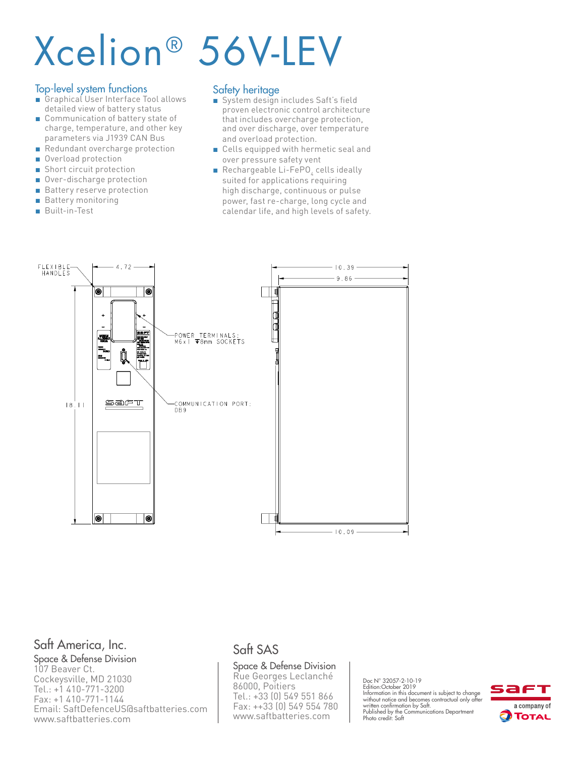# Xcelion® 56V-LEV

## Top-level system functions

- Graphical User Interface Tool allows detailed view of battery status
- Communication of battery state of charge, temperature, and other key parameters via J1939 CAN Bus
- Redundant overcharge protection
- Overload protection
- Short circuit protection
- Over-discharge protection
- Battery reserve protection
- Battery monitoring
- Built-in-Test

## Safety heritage

- System design includes Saft's field proven electronic control architecture that includes overcharge protection, and over discharge, over temperature and overload protection.
- Cells equipped with hermetic seal and over pressure safety vent
- Rechargeable Li-FePO$_4$ cells ideally suited for applications requiring high discharge, continuous or pulse power, fast re-charge, long cycle and calendar life, and high levels of safety.

FLEXIBLE HANDLES

4.72

18.11

POWER TERMINALS: M6 x 1 ↧8mm SOCKETS

COMMUNICATION PORT: DB9

10.39

9.86

10.09

## Saft America, Inc.

Space & Defense Division
107 Beaver Ct.
Cockeysville, MD 21030
Tel.: +1 410-771-3200
Fax: +1 410-771-1144
Email: SaftDefenceUS@saftbatteries.com
www.saftbatteries.com

## Saft SAS

Space & Defense Division
Rue Georges Leclanché
86000, Poitiers
Tel.: +33 (0) 549 551 866
Fax: ++33 (0) 549 554 780
www.saftbatteries.com

Doc N° 32057-2-10-19
Edition:October 2019
Information in this document is subject to change without notice and becomes contractual only after written confirmation by Saft.
Published by the Communications Department
Photo credit: Saft

saft
a company of TOTAL